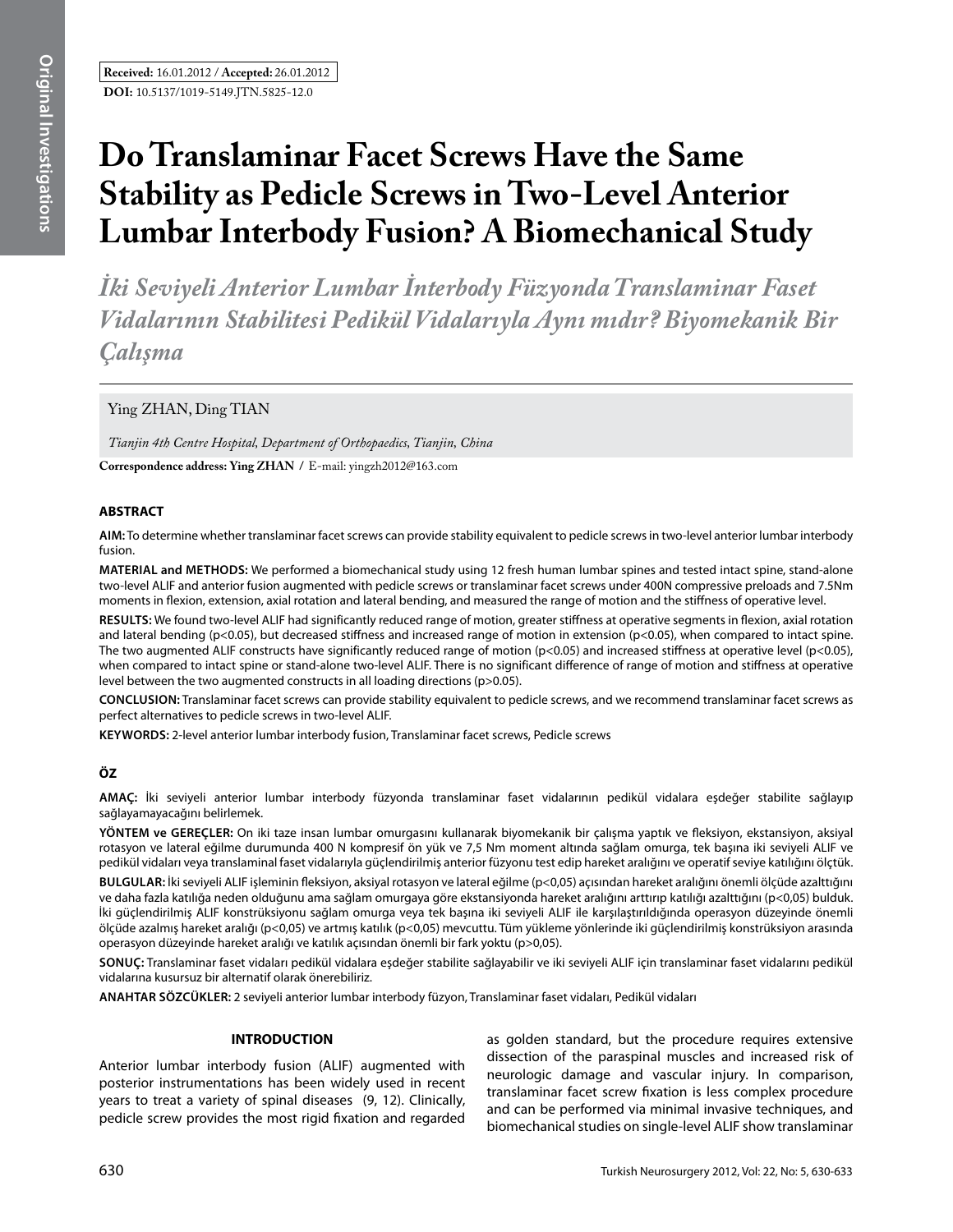**Received:** 16.01.2012 / **Accepted:** 26.01.2012

**DOI:** 10.5137/1019-5149.JTN.5825-12.0

# Do Translaminar Facet Screws Have the Same Stability as Pedicle Screws in Two-Level Anterior Lumbar Interbody Fusion? A Biomechanical Study

## *İki Seviyeli Anterior Lumbar İnterbody Füzyonda Translaminar Faset Vidalarının Stabilitesi Pedikül Vidalarıyla Aynı mıdır? Biyomekanik Bir Çalışma*

Ying ZHAN, Ding TIAN

*Tianjin 4th Centre Hospital, Department of Orthopaedics, Tianjin, China*

**Correspondence address: Ying ZHAN** / E-mail: yingzh2012@163.com

### ABSTRACT

**AIM:** To determine whether translaminar facet screws can provide stability equivalent to pedicle screws in two-level anterior lumbar interbody fusion.

**MATERIAL and METHODS:** We performed a biomechanical study using 12 fresh human lumbar spines and tested intact spine, stand-alone two-level ALIF and anterior fusion augmented with pedicle screws or translaminar facet screws under 400N compressive preloads and 7.5Nm moments in flexion, extension, axial rotation and lateral bending, and measured the range of motion and the stiffness of operative level.

**RESULTS:** We found two-level ALIF had significantly reduced range of motion, greater stiffness at operative segments in flexion, axial rotation and lateral bending ($p<0.05$), but decreased stiffness and increased range of motion in extension ($p<0.05$), when compared to intact spine. The two augmented ALIF constructs have significantly reduced range of motion ($p<0.05$) and increased stiffness at operative level ($p<0.05$), when compared to intact spine or stand-alone two-level ALIF. There is no significant difference of range of motion and stiffness at operative level between the two augmented constructs in all loading directions ($p>0.05$).

**CONCLUSION:** Translaminar facet screws can provide stability equivalent to pedicle screws, and we recommend translaminar facet screws as perfect alternatives to pedicle screws in two-level ALIF.

**KEYWORDS:** 2-level anterior lumbar interbody fusion, Translaminar facet screws, Pedicle screws

### ÖZ

**AMAÇ:** İki seviyeli anterior lumbar interbody füzyonda translaminar faset vidalarının pedikül vidalara eşdeğer stabilite sağlayıp sağlayamayacağını belirlemek.

**YÖNTEM ve GEREÇLER:** On iki taze insan lumbar omurgasını kullanarak biyomekanik bir çalışma yaptık ve fleksiyon, ekstansiyon, aksiyal rotasyon ve lateral eğilme durumunda 400 N kompresif ön yük ve 7,5 Nm moment altında sağlam omurga, tek başına iki seviyeli ALIF ve pedikül vidaları veya translaminal faset vidalarıyla güçlendirilmiş anterior füzyonu test edip hareket aralığını ve operatif seviye katılığını ölçtük.

**BULGULAR:** İki seviyeli ALIF işleminin fleksiyon, aksiyal rotasyon ve lateral eğilme ($p<0,05$) açısından hareket aralığını önemli ölçüde azalttığını ve daha fazla katılığa neden olduğunu ama sağlam omurgaya göre ekstansiyonda hareket aralığını arttırıp katılığı azalttığını ($p<0,05$) bulduk. İki güçlendirilmiş ALIF konstrüksiyonu sağlam omurga veya tek başına iki seviyeli ALIF ile karşılaştırıldığında operasyon düzeyinde önemli ölçüde azalmış hareket aralığı ($p<0,05$) ve artmış katılık ($p<0,05$) mevcuttu. Tüm yükleme yönlerinde iki güçlendirilmiş konstrüksiyon arasında operasyon düzeyinde hareket aralığı ve katılık açısından önemli bir fark yoktu ($p>0,05$).

**SONUÇ:** Translaminar faset vidaları pedikül vidalara eşdeğer stabilite sağlayabilir ve iki seviyeli ALIF için translaminar faset vidalarını pedikül vidalarına kusursuz bir alternatif olarak önerebiliriz.

**ANAHTAR SÖZCÜKLER:** 2 seviyeli anterior lumbar interbody füzyon, Translaminar faset vidaları, Pedikül vidaları

### INTRODUCTION

Anterior lumbar interbody fusion (ALIF) augmented with posterior instrumentations has been widely used in recent years to treat a variety of spinal diseases (9, 12). Clinically, pedicle screw provides the most rigid fixation and regarded as golden standard, but the procedure requires extensive dissection of the paraspinal muscles and increased risk of neurologic damage and vascular injury. In comparison, translaminar facet screw fixation is less complex procedure and can be performed via minimal invasive techniques, and biomechanical studies on single-level ALIF show translaminar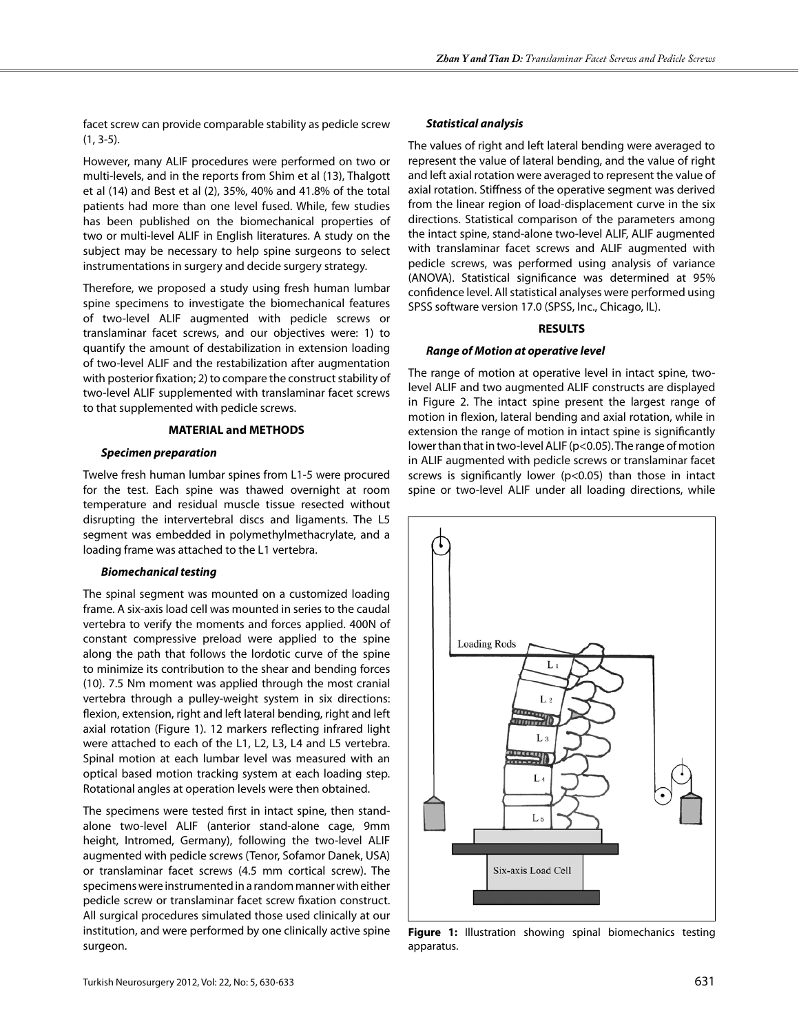facet screw can provide comparable stability as pedicle screw (1, 3-5).

However, many ALIF procedures were performed on two or multi-levels, and in the reports from Shim et al (13), Thalgott et al (14) and Best et al (2), 35%, 40% and 41.8% of the total patients had more than one level fused. While, few studies has been published on the biomechanical properties of two or multi-level ALIF in English literatures. A study on the subject may be necessary to help spine surgeons to select instrumentations in surgery and decide surgery strategy.

Therefore, we proposed a study using fresh human lumbar spine specimens to investigate the biomechanical features of two-level ALIF augmented with pedicle screws or translaminar facet screws, and our objectives were: 1) to quantify the amount of destabilization in extension loading of two-level ALIF and the restabilization after augmentation with posterior fixation; 2) to compare the construct stability of two-level ALIF supplemented with translaminar facet screws to that supplemented with pedicle screws.

## MATERIAL and METHODS

### *Specimen preparation*

Twelve fresh human lumbar spines from L1-5 were procured for the test. Each spine was thawed overnight at room temperature and residual muscle tissue resected without disrupting the intervertebral discs and ligaments. The L5 segment was embedded in polymethylmethacrylate, and a loading frame was attached to the L1 vertebra.

### *Biomechanical testing*

The spinal segment was mounted on a customized loading frame. A six-axis load cell was mounted in series to the caudal vertebra to verify the moments and forces applied. 400N of constant compressive preload were applied to the spine along the path that follows the lordotic curve of the spine to minimize its contribution to the shear and bending forces (10). 7.5 Nm moment was applied through the most cranial vertebra through a pulley-weight system in six directions: flexion, extension, right and left lateral bending, right and left axial rotation (Figure 1). 12 markers reflecting infrared light were attached to each of the L1, L2, L3, L4 and L5 vertebra. Spinal motion at each lumbar level was measured with an optical based motion tracking system at each loading step. Rotational angles at operation levels were then obtained.

The specimens were tested first in intact spine, then stand-alone two-level ALIF (anterior stand-alone cage, 9mm height, Intromed, Germany), following the two-level ALIF augmented with pedicle screws (Tenor, Sofamor Danek, USA) or translaminar facet screws (4.5 mm cortical screw). The specimens were instrumented in a random manner with either pedicle screw or translaminar facet screw fixation construct. All surgical procedures simulated those used clinically at our institution, and were performed by one clinically active spine surgeon.

### *Statistical analysis*

The values of right and left lateral bending were averaged to represent the value of lateral bending, and the value of right and left axial rotation were averaged to represent the value of axial rotation. Stiffness of the operative segment was derived from the linear region of load-displacement curve in the six directions. Statistical comparison of the parameters among the intact spine, stand-alone two-level ALIF, ALIF augmented with translaminar facet screws and ALIF augmented with pedicle screws, was performed using analysis of variance (ANOVA). Statistical significance was determined at 95% confidence level. All statistical analyses were performed using SPSS software version 17.0 (SPSS, Inc., Chicago, IL).

## RESULTS

### *Range of Motion at operative level*

The range of motion at operative level in intact spine, two-level ALIF and two augmented ALIF constructs are displayed in Figure 2. The intact spine present the largest range of motion in flexion, lateral bending and axial rotation, while in extension the range of motion in intact spine is significantly lower than that in two-level ALIF ($p<0.05$). The range of motion in ALIF augmented with pedicle screws or translaminar facet screws is significantly lower ($p<0.05$) than those in intact spine or two-level ALIF under all loading directions, while

Loading Rods

L 1

L 2

L 3

L 4

L 5

Six-axis Load Cell

**Figure 1:** Illustration showing spinal biomechanics testing apparatus.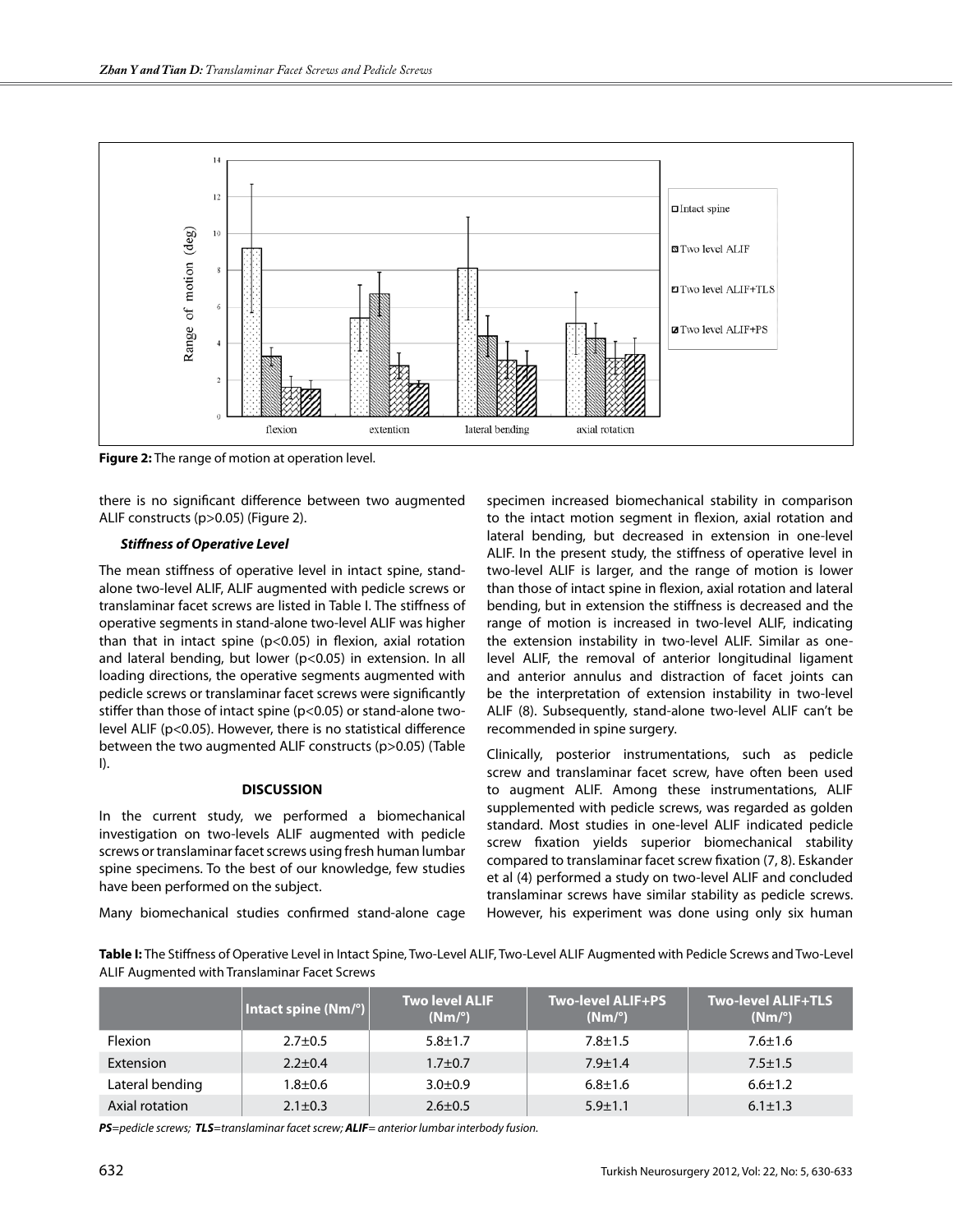14

12

10

8

6

4

2

0

Range of motion (deg)

flexion

extention

lateral bending

axial rotation

□ Intact spine

Two level ALIF

Two level ALIF+TLS

Two level ALIF+PS

**Figure 2:** The range of motion at operation level.

there is no significant difference between two augmented ALIF constructs (p>0.05) (Figure 2).

***Stiffness of Operative Level***

The mean stiffness of operative level in intact spine, stand-alone two-level ALIF, ALIF augmented with pedicle screws or translaminar facet screws are listed in Table I. The stiffness of operative segments in stand-alone two-level ALIF was higher than that in intact spine (p<0.05) in flexion, axial rotation and lateral bending, but lower (p<0.05) in extension. In all loading directions, the operative segments augmented with pedicle screws or translaminar facet screws were significantly stiffer than those of intact spine (p<0.05) or stand-alone two-level ALIF (p<0.05). However, there is no statistical difference between the two augmented ALIF constructs (p>0.05) (Table I).

## DISCUSSION

In the current study, we performed a biomechanical investigation on two-levels ALIF augmented with pedicle screws or translaminar facet screws using fresh human lumbar spine specimens. To the best of our knowledge, few studies have been performed on the subject.

Many biomechanical studies confirmed stand-alone cage specimen increased biomechanical stability in comparison to the intact motion segment in flexion, axial rotation and lateral bending, but decreased in extension in one-level ALIF. In the present study, the stiffness of operative level in two-level ALIF is larger, and the range of motion is lower than those of intact spine in flexion, axial rotation and lateral bending, but in extension the stiffness is decreased and the range of motion is increased in two-level ALIF, indicating the extension instability in two-level ALIF. Similar as one-level ALIF, the removal of anterior longitudinal ligament and anterior annulus and distraction of facet joints can be the interpretation of extension instability in two-level ALIF (8). Subsequently, stand-alone two-level ALIF can't be recommended in spine surgery.

Clinically, posterior instrumentations, such as pedicle screw and translaminar facet screw, have often been used to augment ALIF. Among these instrumentations, ALIF supplemented with pedicle screws, was regarded as golden standard. Most studies in one-level ALIF indicated pedicle screw fixation yields superior biomechanical stability compared to translaminar facet screw fixation (7, 8). Eskander et al (4) performed a study on two-level ALIF and concluded translaminar screws have similar stability as pedicle screws. However, his experiment was done using only six human

**Table I:** The Stiffness of Operative Level in Intact Spine, Two-Level ALIF, Two-Level ALIF Augmented with Pedicle Screws and Two-Level ALIF Augmented with Translaminar Facet Screws

| | Intact spine (Nm/°) | Two level ALIF (Nm/°) | Two-level ALIF+PS (Nm/°) | Two-level ALIF+TLS (Nm/°) |
|---|---|---|---|---|
| Flexion | 2.7±0.5 | 5.8±1.7 | 7.8±1.5 | 7.6±1.6 |
| Extension | 2.2±0.4 | 1.7±0.7 | 7.9±1.4 | 7.5±1.5 |
| Lateral bending | 1.8±0.6 | 3.0±0.9 | 6.8±1.6 | 6.6±1.2 |
| Axial rotation | 2.1±0.3 | 2.6±0.5 | 5.9±1.1 | 6.1±1.3 |

***PS****=pedicle screws;* ***TLS****=translaminar facet screw;* ***ALIF****= anterior lumbar interbody fusion.*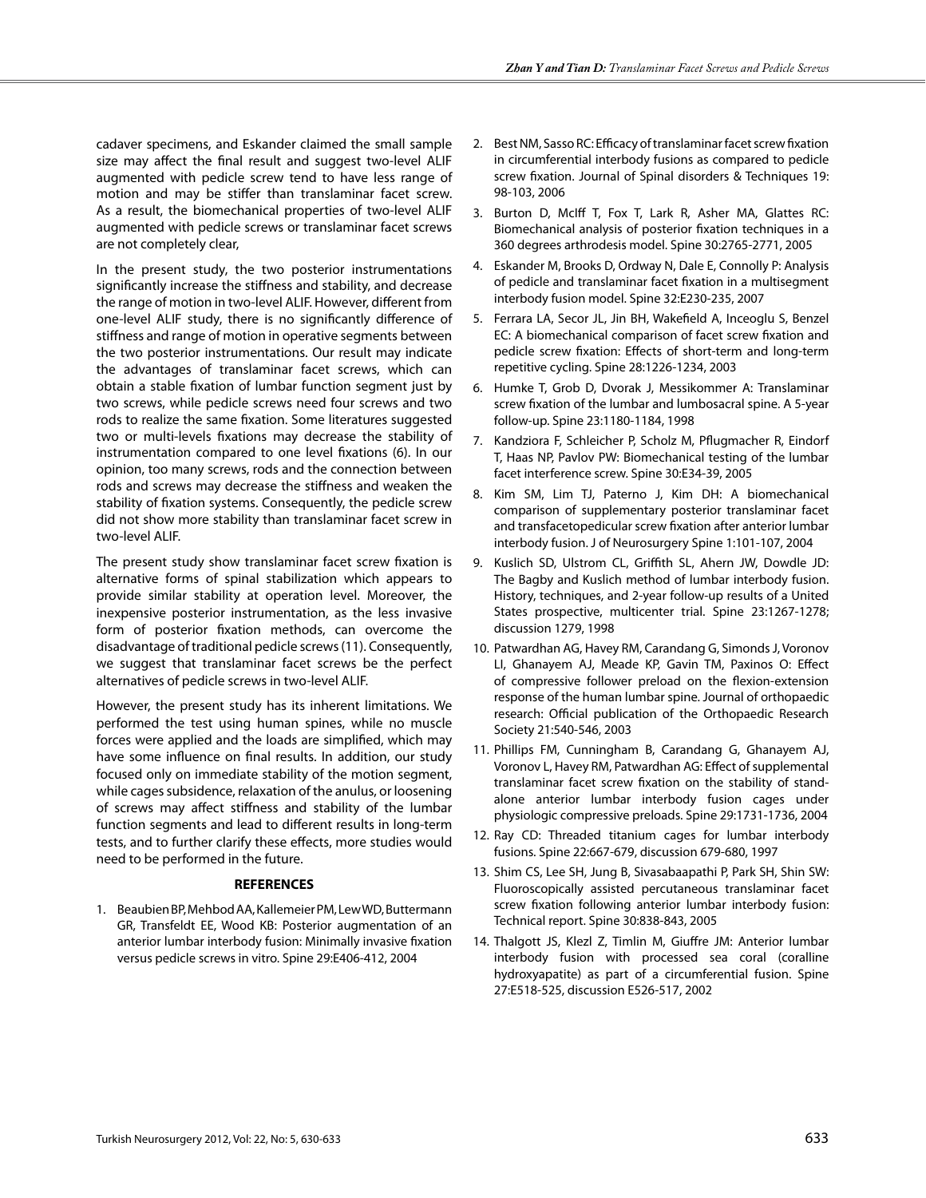cadaver specimens, and Eskander claimed the small sample size may affect the final result and suggest two-level ALIF augmented with pedicle screw tend to have less range of motion and may be stiffer than translaminar facet screw. As a result, the biomechanical properties of two-level ALIF augmented with pedicle screws or translaminar facet screws are not completely clear,

In the present study, the two posterior instrumentations significantly increase the stiffness and stability, and decrease the range of motion in two-level ALIF. However, different from one-level ALIF study, there is no significantly difference of stiffness and range of motion in operative segments between the two posterior instrumentations. Our result may indicate the advantages of translaminar facet screws, which can obtain a stable fixation of lumbar function segment just by two screws, while pedicle screws need four screws and two rods to realize the same fixation. Some literatures suggested two or multi-levels fixations may decrease the stability of instrumentation compared to one level fixations (6). In our opinion, too many screws, rods and the connection between rods and screws may decrease the stiffness and weaken the stability of fixation systems. Consequently, the pedicle screw did not show more stability than translaminar facet screw in two-level ALIF.

The present study show translaminar facet screw fixation is alternative forms of spinal stabilization which appears to provide similar stability at operation level. Moreover, the inexpensive posterior instrumentation, as the less invasive form of posterior fixation methods, can overcome the disadvantage of traditional pedicle screws (11). Consequently, we suggest that translaminar facet screws be the perfect alternatives of pedicle screws in two-level ALIF.

However, the present study has its inherent limitations. We performed the test using human spines, while no muscle forces were applied and the loads are simplified, which may have some influence on final results. In addition, our study focused only on immediate stability of the motion segment, while cages subsidence, relaxation of the anulus, or loosening of screws may affect stiffness and stability of the lumbar function segments and lead to different results in long-term tests, and to further clarify these effects, more studies would need to be performed in the future.

## REFERENCES

1. Beaubien BP, Mehbod AA, Kallemeier PM, Lew WD, Buttermann GR, Transfeldt EE, Wood KB: Posterior augmentation of an anterior lumbar interbody fusion: Minimally invasive fixation versus pedicle screws in vitro. Spine 29:E406-412, 2004
2. Best NM, Sasso RC: Efficacy of translaminar facet screw fixation in circumferential interbody fusions as compared to pedicle screw fixation. Journal of Spinal disorders & Techniques 19: 98-103, 2006
3. Burton D, McIff T, Fox T, Lark R, Asher MA, Glattes RC: Biomechanical analysis of posterior fixation techniques in a 360 degrees arthrodesis model. Spine 30:2765-2771, 2005
4. Eskander M, Brooks D, Ordway N, Dale E, Connolly P: Analysis of pedicle and translaminar facet fixation in a multisegment interbody fusion model. Spine 32:E230-235, 2007
5. Ferrara LA, Secor JL, Jin BH, Wakefield A, Inceoglu S, Benzel EC: A biomechanical comparison of facet screw fixation and pedicle screw fixation: Effects of short-term and long-term repetitive cycling. Spine 28:1226-1234, 2003
6. Humke T, Grob D, Dvorak J, Messikommer A: Translaminar screw fixation of the lumbar and lumbosacral spine. A 5-year follow-up. Spine 23:1180-1184, 1998
7. Kandziora F, Schleicher P, Scholz M, Pflugmacher R, Eindorf T, Haas NP, Pavlov PW: Biomechanical testing of the lumbar facet interference screw. Spine 30:E34-39, 2005
8. Kim SM, Lim TJ, Paterno J, Kim DH: A biomechanical comparison of supplementary posterior translaminar facet and transfacetopedicular screw fixation after anterior lumbar interbody fusion. J of Neurosurgery Spine 1:101-107, 2004
9. Kuslich SD, Ulstrom CL, Griffith SL, Ahern JW, Dowdle JD: The Bagby and Kuslich method of lumbar interbody fusion. History, techniques, and 2-year follow-up results of a United States prospective, multicenter trial. Spine 23:1267-1278; discussion 1279, 1998
10. Patwardhan AG, Havey RM, Carandang G, Simonds J, Voronov LI, Ghanayem AJ, Meade KP, Gavin TM, Paxinos O: Effect of compressive follower preload on the flexion-extension response of the human lumbar spine. Journal of orthopaedic research: Official publication of the Orthopaedic Research Society 21:540-546, 2003
11. Phillips FM, Cunningham B, Carandang G, Ghanayem AJ, Voronov L, Havey RM, Patwardhan AG: Effect of supplemental translaminar facet screw fixation on the stability of stand-alone anterior lumbar interbody fusion cages under physiologic compressive preloads. Spine 29:1731-1736, 2004
12. Ray CD: Threaded titanium cages for lumbar interbody fusions. Spine 22:667-679, discussion 679-680, 1997
13. Shim CS, Lee SH, Jung B, Sivasabaapathi P, Park SH, Shin SW: Fluoroscopically assisted percutaneous translaminar facet screw fixation following anterior lumbar interbody fusion: Technical report. Spine 30:838-843, 2005
14. Thalgott JS, Klezl Z, Timlin M, Giuffre JM: Anterior lumbar interbody fusion with processed sea coral (coralline hydroxyapatite) as part of a circumferential fusion. Spine 27:E518-525, discussion E526-517, 2002